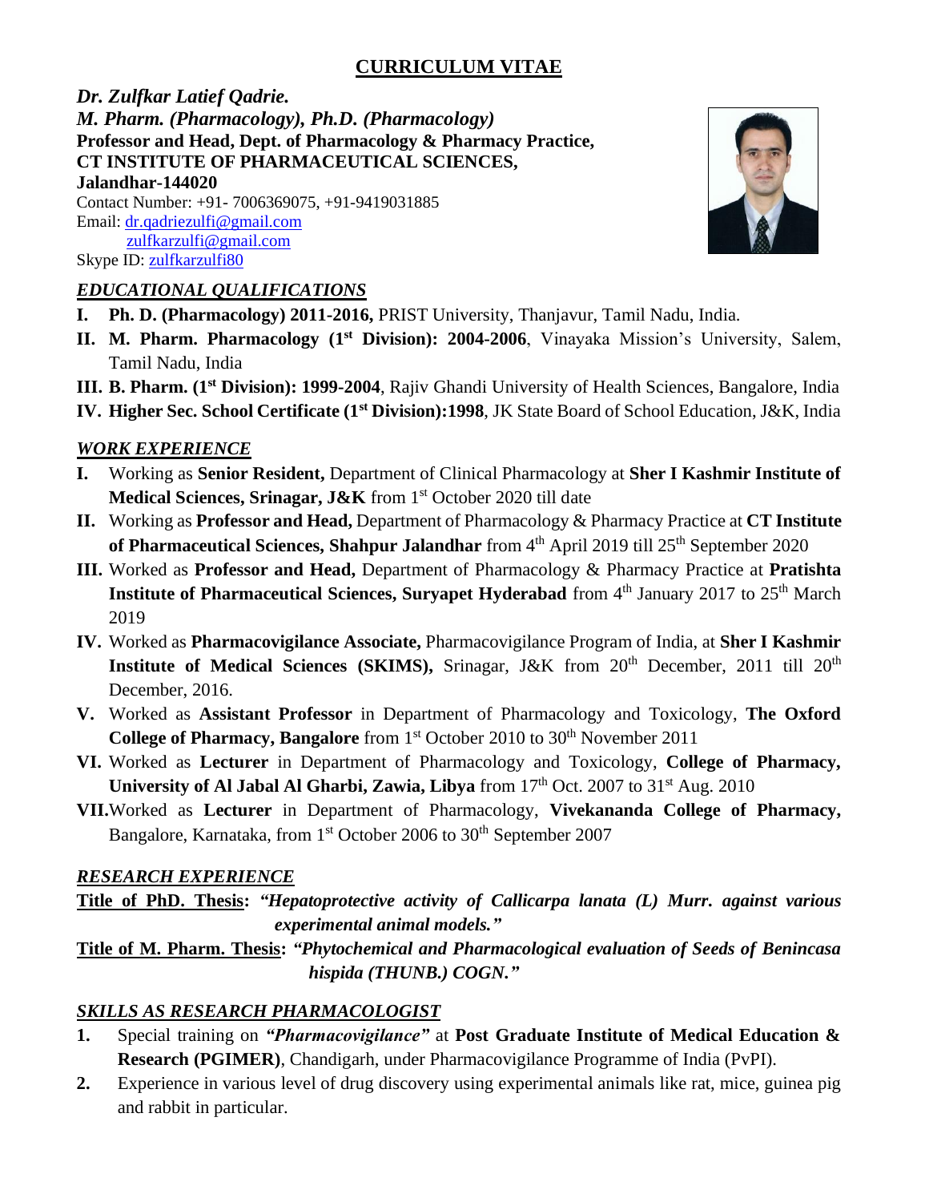# CURRICULUM VITAE

***Dr. Zulfkar Latief Qadrie.***
***M. Pharm. (Pharmacology), Ph.D. (Pharmacology)***
**Professor and Head, Dept. of Pharmacology & Pharmacy Practice,**
**CT INSTITUTE OF PHARMACEUTICAL SCIENCES,**
**Jalandhar-144020**
Contact Number: +91- 7006369075, +91-9419031885
Email: dr.qadriezulfi@gmail.com
zulfkarzulfi@gmail.com
Skype ID: zulfkarzulfi80

## *EDUCATIONAL QUALIFICATIONS*

- **I. Ph. D. (Pharmacology) 2011-2016,** PRIST University, Thanjavur, Tamil Nadu, India.
- **II. M. Pharm. Pharmacology (1st Division): 2004-2006**, Vinayaka Mission's University, Salem, Tamil Nadu, India
- **III. B. Pharm. (1st Division): 1999-2004**, Rajiv Ghandi University of Health Sciences, Bangalore, India
- **IV. Higher Sec. School Certificate (1st Division):1998**, JK State Board of School Education, J&K, India

## *WORK EXPERIENCE*

- **I.** Working as **Senior Resident,** Department of Clinical Pharmacology at **Sher I Kashmir Institute of Medical Sciences, Srinagar, J&K** from 1st October 2020 till date
- **II.** Working as **Professor and Head,** Department of Pharmacology & Pharmacy Practice at **CT Institute of Pharmaceutical Sciences, Shahpur Jalandhar** from 4th April 2019 till 25th September 2020
- **III.** Worked as **Professor and Head,** Department of Pharmacology & Pharmacy Practice at **Pratishta Institute of Pharmaceutical Sciences, Suryapet Hyderabad** from 4th January 2017 to 25th March 2019
- **IV.** Worked as **Pharmacovigilance Associate,** Pharmacovigilance Program of India, at **Sher I Kashmir Institute of Medical Sciences (SKIMS),** Srinagar, J&K from 20th December, 2011 till 20th December, 2016.
- **V.** Worked as **Assistant Professor** in Department of Pharmacology and Toxicology, **The Oxford College of Pharmacy, Bangalore** from 1st October 2010 to 30th November 2011
- **VI.** Worked as **Lecturer** in Department of Pharmacology and Toxicology, **College of Pharmacy, University of Al Jabal Al Gharbi, Zawia, Libya** from 17th Oct. 2007 to 31st Aug. 2010
- **VII.** Worked as **Lecturer** in Department of Pharmacology, **Vivekananda College of Pharmacy,** Bangalore, Karnataka, from 1st October 2006 to 30th September 2007

## *RESEARCH EXPERIENCE*

**Title of PhD. Thesis:** ***"Hepatoprotective activity of Callicarpa lanata (L) Murr. against various experimental animal models."***

**Title of M. Pharm. Thesis:** ***"Phytochemical and Pharmacological evaluation of Seeds of Benincasa hispida (THUNB.) COGN."***

## *SKILLS AS RESEARCH PHARMACOLOGIST*

1. Special training on ***"Pharmacovigilance"*** at **Post Graduate Institute of Medical Education & Research (PGIMER)**, Chandigarh, under Pharmacovigilance Programme of India (PvPI).
2. Experience in various level of drug discovery using experimental animals like rat, mice, guinea pig and rabbit in particular.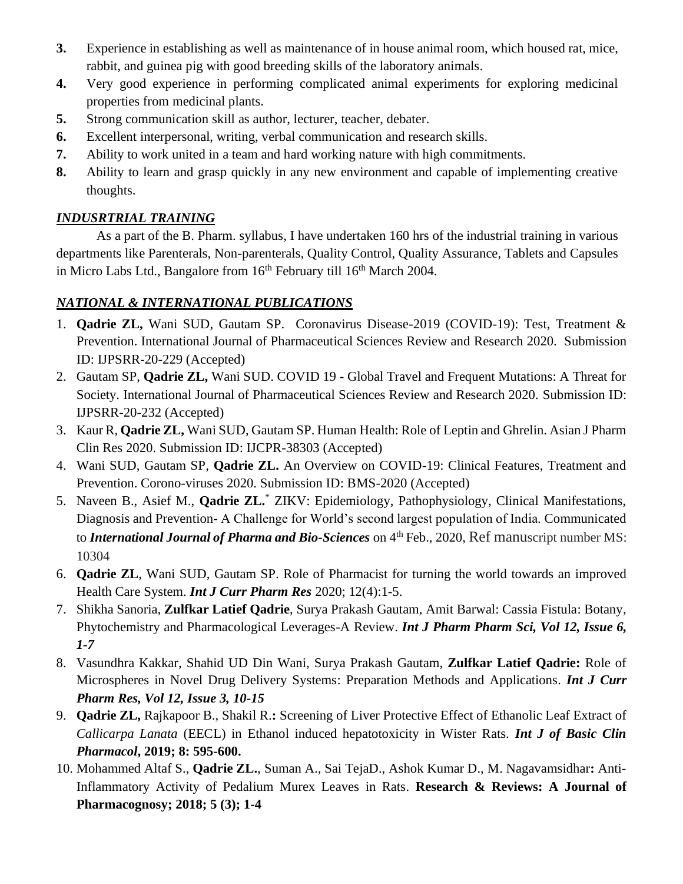3. Experience in establishing as well as maintenance of in house animal room, which housed rat, mice, rabbit, and guinea pig with good breeding skills of the laboratory animals.
4. Very good experience in performing complicated animal experiments for exploring medicinal properties from medicinal plants.
5. Strong communication skill as author, lecturer, teacher, debater.
6. Excellent interpersonal, writing, verbal communication and research skills.
7. Ability to work united in a team and hard working nature with high commitments.
8. Ability to learn and grasp quickly in any new environment and capable of implementing creative thoughts.

## ***INDUSRTRIAL TRAINING***

As a part of the B. Pharm. syllabus, I have undertaken 160 hrs of the industrial training in various departments like Parenterals, Non-parenterals, Quality Control, Quality Assurance, Tablets and Capsules in Micro Labs Ltd., Bangalore from 16th February till 16th March 2004.

## ***NATIONAL & INTERNATIONAL PUBLICATIONS***

1. **Qadrie ZL,** Wani SUD, Gautam SP. Coronavirus Disease-2019 (COVID-19): Test, Treatment & Prevention. International Journal of Pharmaceutical Sciences Review and Research 2020. Submission ID: IJPSRR-20-229 (Accepted)
2. Gautam SP, **Qadrie ZL,** Wani SUD. COVID 19 - Global Travel and Frequent Mutations: A Threat for Society. International Journal of Pharmaceutical Sciences Review and Research 2020. Submission ID: IJPSRR-20-232 (Accepted)
3. Kaur R, **Qadrie ZL,** Wani SUD, Gautam SP. Human Health: Role of Leptin and Ghrelin. Asian J Pharm Clin Res 2020. Submission ID: IJCPR-38303 (Accepted)
4. Wani SUD, Gautam SP, **Qadrie ZL.** An Overview on COVID-19: Clinical Features, Treatment and Prevention. Corono-viruses 2020. Submission ID: BMS-2020 (Accepted)
5. Naveen B., Asief M., **Qadrie ZL.**[*] ZIKV: Epidemiology, Pathophysiology, Clinical Manifestations, Diagnosis and Prevention- A Challenge for World's second largest population of India. Communicated to ***International Journal of Pharma and Bio-Sciences*** on 4th Feb., 2020, Ref manuscript number MS: 10304
6. **Qadrie ZL**, Wani SUD, Gautam SP. Role of Pharmacist for turning the world towards an improved Health Care System. ***Int J Curr Pharm Res*** 2020; 12(4):1-5.
7. Shikha Sanoria, **Zulfkar Latief Qadrie**, Surya Prakash Gautam, Amit Barwal: Cassia Fistula: Botany, Phytochemistry and Pharmacological Leverages-A Review. ***Int J Pharm Pharm Sci, Vol 12, Issue 6, 1-7***
8. Vasundhra Kakkar, Shahid UD Din Wani, Surya Prakash Gautam, **Zulfkar Latief Qadrie:** Role of Microspheres in Novel Drug Delivery Systems: Preparation Methods and Applications. ***Int J Curr Pharm Res, Vol 12, Issue 3, 10-15***
9. **Qadrie ZL,** Rajkapoor B., Shakil R.**:** Screening of Liver Protective Effect of Ethanolic Leaf Extract of *Callicarpa Lanata* (EECL) in Ethanol induced hepatotoxicity in Wister Rats. ***Int J of Basic Clin Pharmacol*, 2019; 8: 595-600.**
10. Mohammed Altaf S., **Qadrie ZL.**, Suman A., Sai TejaD., Ashok Kumar D., M. Nagavamsidhar**:** Anti-Inflammatory Activity of Pedalium Murex Leaves in Rats. **Research & Reviews: A Journal of Pharmacognosy; 2018; 5 (3); 1-4**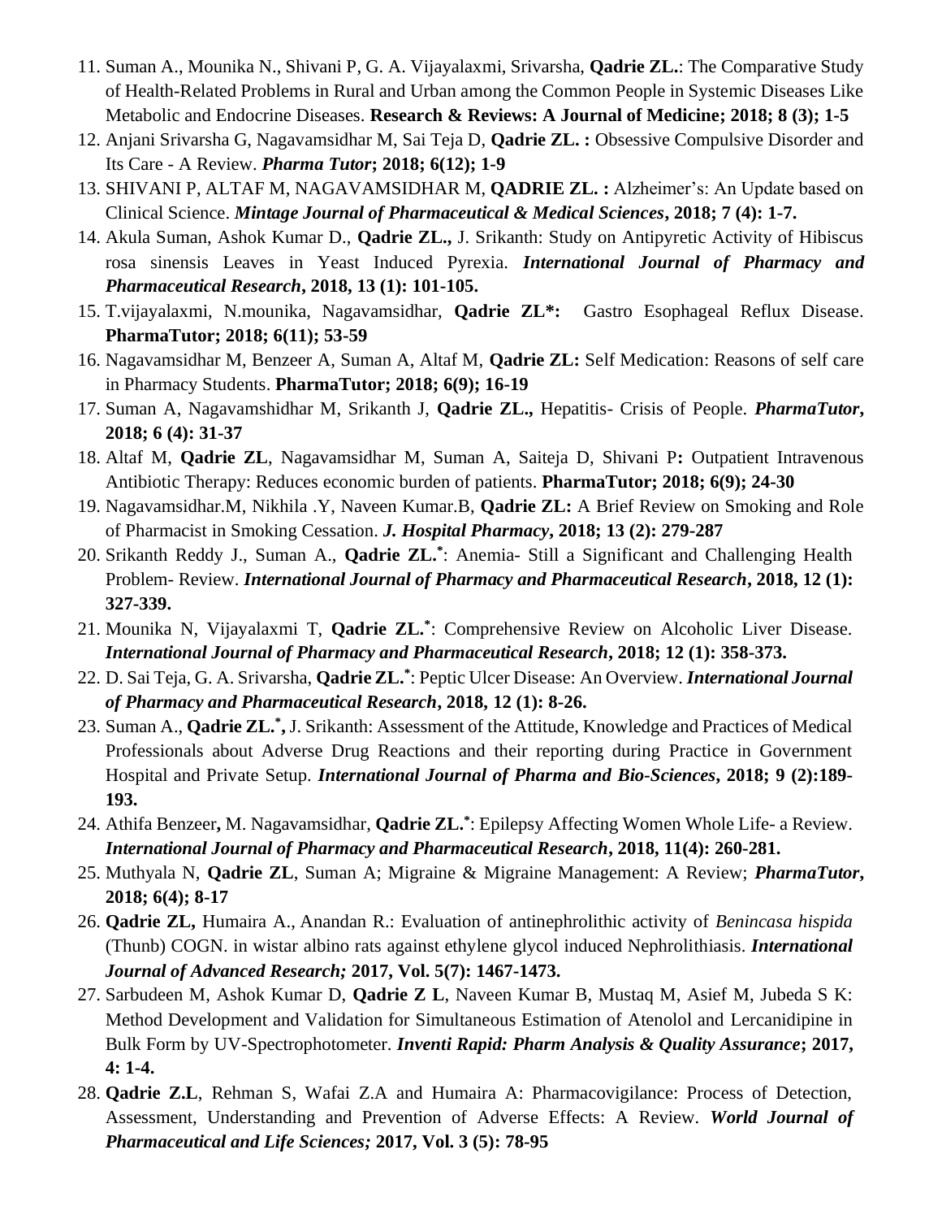11. Suman A., Mounika N., Shivani P, G. A. Vijayalaxmi, Srivarsha, **Qadrie ZL.**: The Comparative Study of Health-Related Problems in Rural and Urban among the Common People in Systemic Diseases Like Metabolic and Endocrine Diseases. **Research & Reviews: A Journal of Medicine; 2018; 8 (3); 1-5**
12. Anjani Srivarsha G, Nagavamsidhar M, Sai Teja D, **Qadrie ZL. :** Obsessive Compulsive Disorder and Its Care - A Review. ***Pharma Tutor*; 2018; 6(12); 1-9**
13. SHIVANI P, ALTAF M, NAGAVAMSIDHAR M, **QADRIE ZL. :** Alzheimer's: An Update based on Clinical Science. ***Mintage Journal of Pharmaceutical & Medical Sciences*, 2018; 7 (4): 1-7.**
14. Akula Suman, Ashok Kumar D., **Qadrie ZL.,** J. Srikanth: Study on Antipyretic Activity of Hibiscus rosa sinensis Leaves in Yeast Induced Pyrexia. ***International Journal of Pharmacy and Pharmaceutical Research*, 2018, 13 (1): 101-105.**
15. T.vijayalaxmi, N.mounika, Nagavamsidhar, **Qadrie ZL*:** Gastro Esophageal Reflux Disease. **PharmaTutor; 2018; 6(11); 53-59**
16. Nagavamsidhar M, Benzeer A, Suman A, Altaf M, **Qadrie ZL:** Self Medication: Reasons of self care in Pharmacy Students. **PharmaTutor; 2018; 6(9); 16-19**
17. Suman A, Nagavamshidhar M, Srikanth J, **Qadrie ZL.,** Hepatitis- Crisis of People. ***PharmaTutor*, 2018; 6 (4): 31-37**
18. Altaf M, **Qadrie ZL**, Nagavamsidhar M, Suman A, Saiteja D, Shivani P**:** Outpatient Intravenous Antibiotic Therapy: Reduces economic burden of patients. **PharmaTutor; 2018; 6(9); 24-30**
19. Nagavamsidhar.M, Nikhila .Y, Naveen Kumar.B, **Qadrie ZL:** A Brief Review on Smoking and Role of Pharmacist in Smoking Cessation. ***J. Hospital Pharmacy*, 2018; 13 (2): 279-287**
20. Srikanth Reddy J., Suman A., **Qadrie ZL.***: Anemia- Still a Significant and Challenging Health Problem- Review. ***International Journal of Pharmacy and Pharmaceutical Research*, 2018, 12 (1): 327-339.**
21. Mounika N, Vijayalaxmi T, **Qadrie ZL.***: Comprehensive Review on Alcoholic Liver Disease. ***International Journal of Pharmacy and Pharmaceutical Research*, 2018; 12 (1): 358-373.**
22. D. Sai Teja, G. A. Srivarsha, **Qadrie ZL.***: Peptic Ulcer Disease: An Overview. ***International Journal of Pharmacy and Pharmaceutical Research*, 2018, 12 (1): 8-26.**
23. Suman A., **Qadrie ZL.*,** J. Srikanth: Assessment of the Attitude, Knowledge and Practices of Medical Professionals about Adverse Drug Reactions and their reporting during Practice in Government Hospital and Private Setup. ***International Journal of Pharma and Bio-Sciences*, 2018; 9 (2):189-193.**
24. Athifa Benzeer**,** M. Nagavamsidhar, **Qadrie ZL.***: Epilepsy Affecting Women Whole Life- a Review. ***International Journal of Pharmacy and Pharmaceutical Research*, 2018, 11(4): 260-281.**
25. Muthyala N, **Qadrie ZL**, Suman A; Migraine & Migraine Management: A Review; ***PharmaTutor*, 2018; 6(4); 8-17**
26. **Qadrie ZL,** Humaira A., Anandan R.: Evaluation of antinephrolithic activity of *Benincasa hispida* (Thunb) COGN. in wistar albino rats against ethylene glycol induced Nephrolithiasis. ***International Journal of Advanced Research;* 2017, Vol. 5(7): 1467-1473.**
27. Sarbudeen M, Ashok Kumar D, **Qadrie Z L**, Naveen Kumar B, Mustaq M, Asief M, Jubeda S K: Method Development and Validation for Simultaneous Estimation of Atenolol and Lercanidipine in Bulk Form by UV-Spectrophotometer. ***Inventi Rapid: Pharm Analysis & Quality Assurance*; 2017, 4: 1-4.**
28. **Qadrie Z.L**, Rehman S, Wafai Z.A and Humaira A: Pharmacovigilance: Process of Detection, Assessment, Understanding and Prevention of Adverse Effects: A Review. ***World Journal of Pharmaceutical and Life Sciences;* 2017, Vol. 3 (5): 78-95**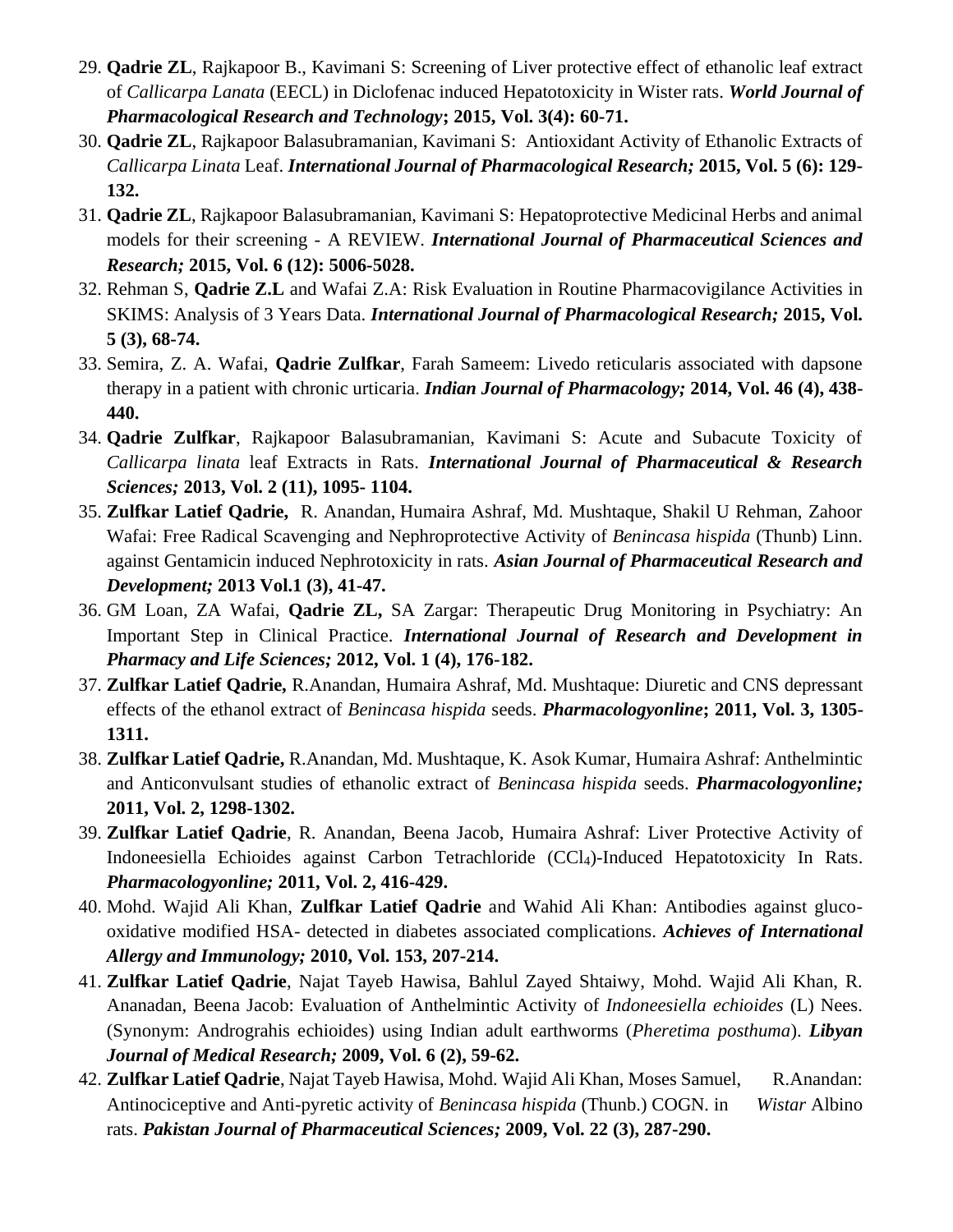29. **Qadrie ZL**, Rajkapoor B., Kavimani S: Screening of Liver protective effect of ethanolic leaf extract of *Callicarpa Lanata* (EECL) in Diclofenac induced Hepatotoxicity in Wister rats. ***World Journal of Pharmacological Research and Technology*****; 2015, Vol. 3(4): 60-71.**
30. **Qadrie ZL**, Rajkapoor Balasubramanian, Kavimani S: Antioxidant Activity of Ethanolic Extracts of *Callicarpa Linata* Leaf. ***International Journal of Pharmacological Research;*** **2015, Vol. 5 (6): 129-132.**
31. **Qadrie ZL**, Rajkapoor Balasubramanian, Kavimani S: Hepatoprotective Medicinal Herbs and animal models for their screening - A REVIEW. ***International Journal of Pharmaceutical Sciences and Research;*** **2015, Vol. 6 (12): 5006-5028.**
32. Rehman S, **Qadrie Z.L** and Wafai Z.A: Risk Evaluation in Routine Pharmacovigilance Activities in SKIMS: Analysis of 3 Years Data. ***International Journal of Pharmacological Research;*** **2015, Vol. 5 (3), 68-74.**
33. Semira, Z. A. Wafai, **Qadrie Zulfkar**, Farah Sameem: Livedo reticularis associated with dapsone therapy in a patient with chronic urticaria. ***Indian Journal of Pharmacology;*** **2014, Vol. 46 (4), 438-440.**
34. **Qadrie Zulfkar**, Rajkapoor Balasubramanian, Kavimani S: Acute and Subacute Toxicity of *Callicarpa linata* leaf Extracts in Rats. ***International Journal of Pharmaceutical & Research Sciences;*** **2013, Vol. 2 (11), 1095- 1104.**
35. **Zulfkar Latief Qadrie,** R. Anandan, Humaira Ashraf, Md. Mushtaque, Shakil U Rehman, Zahoor Wafai: Free Radical Scavenging and Nephroprotective Activity of *Benincasa hispida* (Thunb) Linn. against Gentamicin induced Nephrotoxicity in rats. ***Asian Journal of Pharmaceutical Research and Development;*** **2013 Vol.1 (3), 41-47.**
36. GM Loan, ZA Wafai, **Qadrie ZL,** SA Zargar: Therapeutic Drug Monitoring in Psychiatry: An Important Step in Clinical Practice. ***International Journal of Research and Development in Pharmacy and Life Sciences;*** **2012, Vol. 1 (4), 176-182.**
37. **Zulfkar Latief Qadrie,** R.Anandan, Humaira Ashraf, Md. Mushtaque: Diuretic and CNS depressant effects of the ethanol extract of *Benincasa hispida* seeds. ***Pharmacologyonline*****; 2011, Vol. 3, 1305-1311.**
38. **Zulfkar Latief Qadrie,** R.Anandan, Md. Mushtaque, K. Asok Kumar, Humaira Ashraf: Anthelmintic and Anticonvulsant studies of ethanolic extract of *Benincasa hispida* seeds. ***Pharmacologyonline;*** **2011, Vol. 2, 1298-1302.**
39. **Zulfkar Latief Qadrie**, R. Anandan, Beena Jacob, Humaira Ashraf: Liver Protective Activity of Indoneesiella Echioides against Carbon Tetrachloride ($CCl_4$)-Induced Hepatotoxicity In Rats. ***Pharmacologyonline;*** **2011, Vol. 2, 416-429.**
40. Mohd. Wajid Ali Khan, **Zulfkar Latief Qadrie** and Wahid Ali Khan: Antibodies against gluco-oxidative modified HSA- detected in diabetes associated complications. ***Achieves of International Allergy and Immunology;*** **2010, Vol. 153, 207-214.**
41. **Zulfkar Latief Qadrie**, Najat Tayeb Hawisa, Bahlul Zayed Shtaiwy, Mohd. Wajid Ali Khan, R. Ananadan, Beena Jacob: Evaluation of Anthelmintic Activity of *Indoneesiella echioides* (L) Nees. (Synonym: Andrograhis echioides) using Indian adult earthworms (*Pheretima posthuma*). ***Libyan Journal of Medical Research;*** **2009, Vol. 6 (2), 59-62.**
42. **Zulfkar Latief Qadrie**, Najat Tayeb Hawisa, Mohd. Wajid Ali Khan, Moses Samuel, R.Anandan: Antinociceptive and Anti-pyretic activity of *Benincasa hispida* (Thunb.) COGN. in *Wistar* Albino rats. ***Pakistan Journal of Pharmaceutical Sciences;*** **2009, Vol. 22 (3), 287-290.**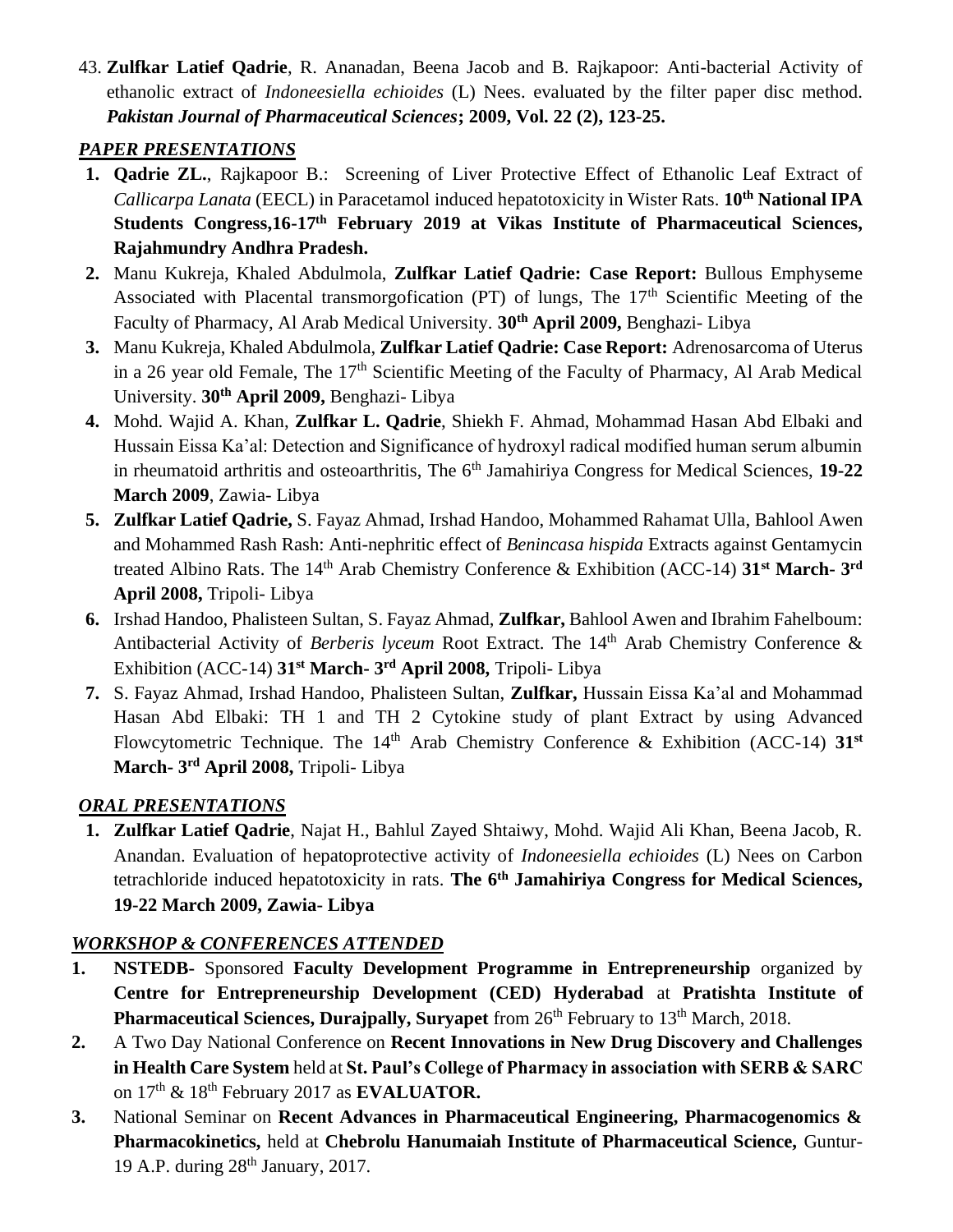43. **Zulfkar Latief Qadrie**, R. Ananadan, Beena Jacob and B. Rajkapoor: Anti-bacterial Activity of ethanolic extract of *Indoneesiella echioides* (L) Nees. evaluated by the filter paper disc method. ***Pakistan Journal of Pharmaceutical Sciences*; 2009, Vol. 22 (2), 123-25.**

## *PAPER PRESENTATIONS*

1. **Qadrie ZL.**, Rajkapoor B.: Screening of Liver Protective Effect of Ethanolic Leaf Extract of *Callicarpa Lanata* (EECL) in Paracetamol induced hepatotoxicity in Wister Rats. **10th National IPA Students Congress,16-17th February 2019 at Vikas Institute of Pharmaceutical Sciences, Rajahmundry Andhra Pradesh.**
2. Manu Kukreja, Khaled Abdulmola, **Zulfkar Latief Qadrie: Case Report:** Bullous Emphyseme Associated with Placental transmorgofication (PT) of lungs, The 17th Scientific Meeting of the Faculty of Pharmacy, Al Arab Medical University. **30th April 2009,** Benghazi- Libya
3. Manu Kukreja, Khaled Abdulmola, **Zulfkar Latief Qadrie: Case Report:** Adrenosarcoma of Uterus in a 26 year old Female, The 17th Scientific Meeting of the Faculty of Pharmacy, Al Arab Medical University. **30th April 2009,** Benghazi- Libya
4. Mohd. Wajid A. Khan, **Zulfkar L. Qadrie**, Shiekh F. Ahmad, Mohammad Hasan Abd Elbaki and Hussain Eissa Ka'al: Detection and Significance of hydroxyl radical modified human serum albumin in rheumatoid arthritis and osteoarthritis, The 6th Jamahiriya Congress for Medical Sciences, **19-22 March 2009**, Zawia- Libya
5. **Zulfkar Latief Qadrie,** S. Fayaz Ahmad, Irshad Handoo, Mohammed Rahamat Ulla, Bahlool Awen and Mohammed Rash Rash: Anti-nephritic effect of *Benincasa hispida* Extracts against Gentamycin treated Albino Rats. The 14th Arab Chemistry Conference & Exhibition (ACC-14) **31st March- 3rd April 2008,** Tripoli- Libya
6. Irshad Handoo, Phalisteen Sultan, S. Fayaz Ahmad, **Zulfkar,** Bahlool Awen and Ibrahim Fahelboum: Antibacterial Activity of *Berberis lyceum* Root Extract. The 14th Arab Chemistry Conference & Exhibition (ACC-14) **31st March- 3rd April 2008,** Tripoli- Libya
7. S. Fayaz Ahmad, Irshad Handoo, Phalisteen Sultan, **Zulfkar,** Hussain Eissa Ka'al and Mohammad Hasan Abd Elbaki: TH 1 and TH 2 Cytokine study of plant Extract by using Advanced Flowcytometric Technique. The 14th Arab Chemistry Conference & Exhibition (ACC-14) **31st March- 3rd April 2008,** Tripoli- Libya

## *ORAL PRESENTATIONS*

1. **Zulfkar Latief Qadrie**, Najat H., Bahlul Zayed Shtaiwy, Mohd. Wajid Ali Khan, Beena Jacob, R. Anandan. Evaluation of hepatoprotective activity of *Indoneesiella echioides* (L) Nees on Carbon tetrachloride induced hepatotoxicity in rats. **The 6th Jamahiriya Congress for Medical Sciences, 19-22 March 2009, Zawia- Libya**

## *WORKSHOP & CONFERENCES ATTENDED*

1. **NSTEDB-** Sponsored **Faculty Development Programme in Entrepreneurship** organized by **Centre for Entrepreneurship Development (CED) Hyderabad** at **Pratishta Institute of Pharmaceutical Sciences, Durajpally, Suryapet** from 26th February to 13th March, 2018.
2. A Two Day National Conference on **Recent Innovations in New Drug Discovery and Challenges in Health Care System** held at **St. Paul's College of Pharmacy in association with SERB & SARC** on 17th & 18th February 2017 as **EVALUATOR.**
3. National Seminar on **Recent Advances in Pharmaceutical Engineering, Pharmacogenomics & Pharmacokinetics,** held at **Chebrolu Hanumaiah Institute of Pharmaceutical Science,** Guntur-19 A.P. during 28th January, 2017.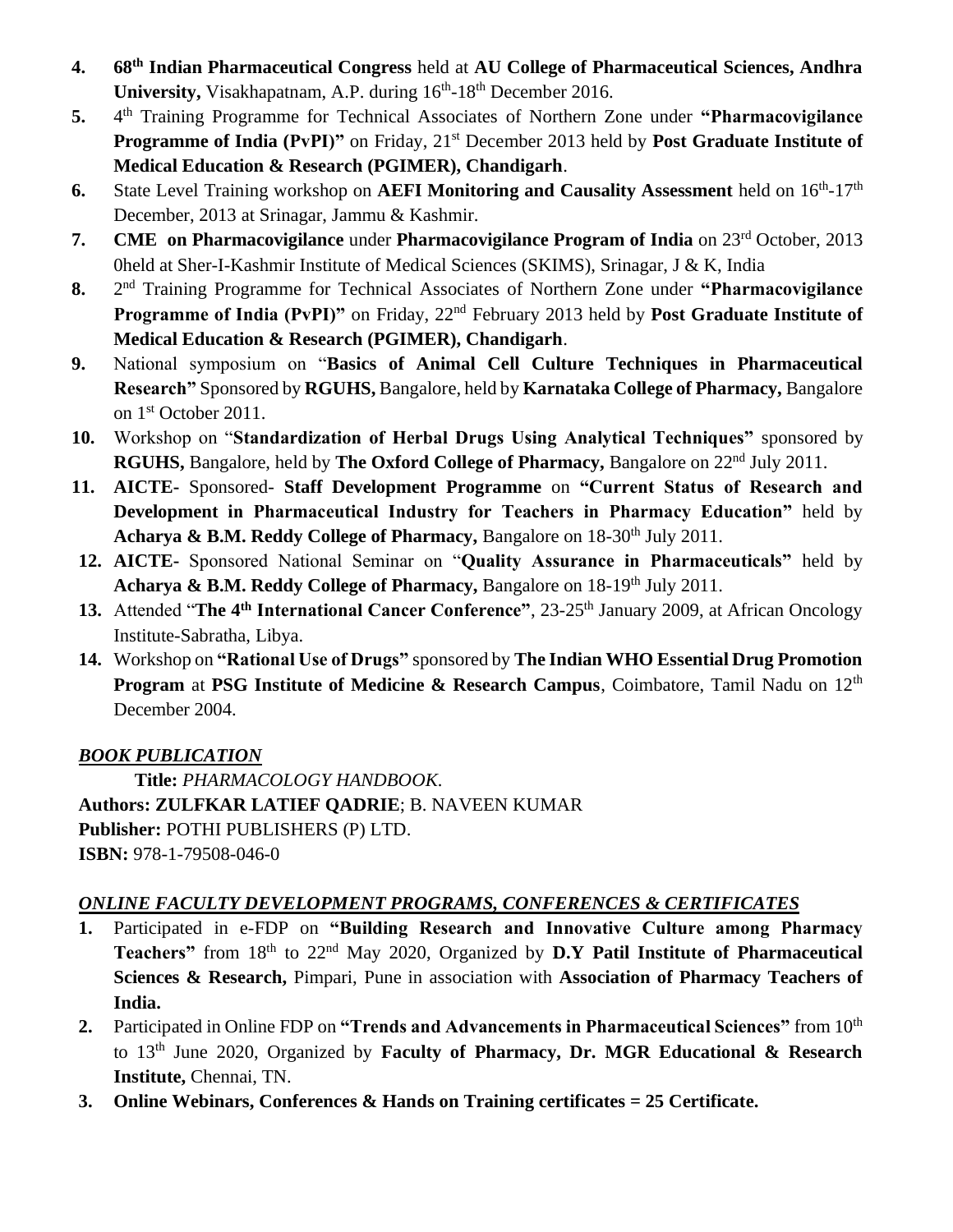4. **68th Indian Pharmaceutical Congress** held at **AU College of Pharmaceutical Sciences, Andhra University,** Visakhapatnam, A.P. during 16th-18th December 2016.
5. 4th Training Programme for Technical Associates of Northern Zone under **"Pharmacovigilance Programme of India (PvPI)"** on Friday, 21st December 2013 held by **Post Graduate Institute of Medical Education & Research (PGIMER), Chandigarh**.
6. State Level Training workshop on **AEFI Monitoring and Causality Assessment** held on 16th-17th December, 2013 at Srinagar, Jammu & Kashmir.
7. **CME on Pharmacovigilance** under **Pharmacovigilance Program of India** on 23rd October, 2013 0held at Sher-I-Kashmir Institute of Medical Sciences (SKIMS), Srinagar, J & K, India
8. 2nd Training Programme for Technical Associates of Northern Zone under **"Pharmacovigilance Programme of India (PvPI)"** on Friday, 22nd February 2013 held by **Post Graduate Institute of Medical Education & Research (PGIMER), Chandigarh**.
9. National symposium on "**Basics of Animal Cell Culture Techniques in Pharmaceutical Research"** Sponsored by **RGUHS,** Bangalore, held by **Karnataka College of Pharmacy,** Bangalore on 1st October 2011.
10. Workshop on "**Standardization of Herbal Drugs Using Analytical Techniques"** sponsored by **RGUHS,** Bangalore, held by **The Oxford College of Pharmacy,** Bangalore on 22nd July 2011.
11. **AICTE-** Sponsored- **Staff Development Programme** on **"Current Status of Research and Development in Pharmaceutical Industry for Teachers in Pharmacy Education"** held by **Acharya & B.M. Reddy College of Pharmacy,** Bangalore on 18-30th July 2011.
12. **AICTE-** Sponsored National Seminar on "**Quality Assurance in Pharmaceuticals"** held by **Acharya & B.M. Reddy College of Pharmacy,** Bangalore on 18-19th July 2011.
13. Attended "**The 4th International Cancer Conference"**, 23-25th January 2009, at African Oncology Institute-Sabratha, Libya.
14. Workshop on **"Rational Use of Drugs"** sponsored by **The Indian WHO Essential Drug Promotion Program** at **PSG Institute of Medicine & Research Campus**, Coimbatore, Tamil Nadu on 12th December 2004.

## ***BOOK PUBLICATION***

**Title:** *PHARMACOLOGY HANDBOOK.*
**Authors: ZULFKAR LATIEF QADRIE**; B. NAVEEN KUMAR
**Publisher:** POTHI PUBLISHERS (P) LTD.
**ISBN:** 978-1-79508-046-0

## ***ONLINE FACULTY DEVELOPMENT PROGRAMS, CONFERENCES & CERTIFICATES***

1. Participated in e-FDP on **"Building Research and Innovative Culture among Pharmacy Teachers"** from 18th to 22nd May 2020, Organized by **D.Y Patil Institute of Pharmaceutical Sciences & Research,** Pimpari, Pune in association with **Association of Pharmacy Teachers of India.**
2. Participated in Online FDP on **"Trends and Advancements in Pharmaceutical Sciences"** from 10th to 13th June 2020, Organized by **Faculty of Pharmacy, Dr. MGR Educational & Research Institute,** Chennai, TN.
3. **Online Webinars, Conferences & Hands on Training certificates = 25 Certificate.**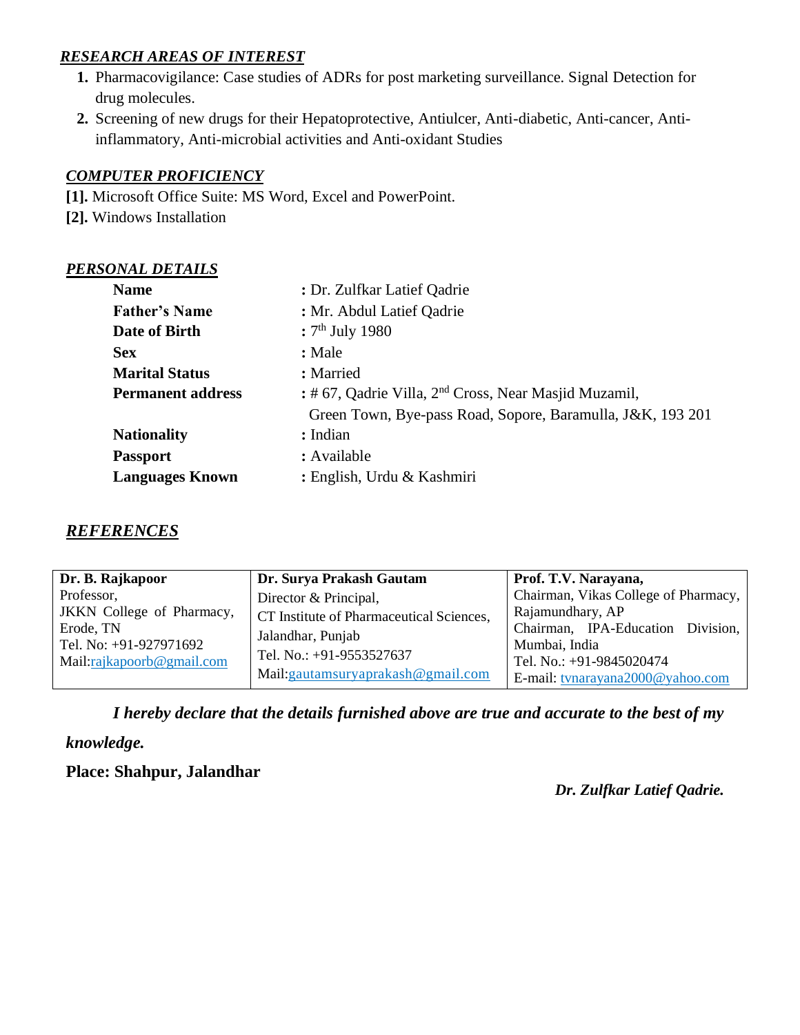## ***RESEARCH AREAS OF INTEREST***

1. Pharmacovigilance: Case studies of ADRs for post marketing surveillance. Signal Detection for drug molecules.
2. Screening of new drugs for their Hepatoprotective, Antiulcer, Anti-diabetic, Anti-cancer, Anti-inflammatory, Anti-microbial activities and Anti-oxidant Studies

## ***COMPUTER PROFICIENCY***

**[1].** Microsoft Office Suite: MS Word, Excel and PowerPoint.

**[2].** Windows Installation

## ***PERSONAL DETAILS***

| | |
|---|---|
| **Name** | **:** Dr. Zulfkar Latief Qadrie |
| **Father's Name** | **:** Mr. Abdul Latief Qadrie |
| **Date of Birth** | **:** 7th July 1980 |
| **Sex** | **:** Male |
| **Marital Status** | **:** Married |
| **Permanent address** | **:** # 67, Qadrie Villa, 2nd Cross, Near Masjid Muzamil, Green Town, Bye-pass Road, Sopore, Baramulla, J&K, 193 201 |
| **Nationality** | **:** Indian |
| **Passport** | **:** Available |
| **Languages Known** | **:** English, Urdu & Kashmiri |

## ***REFERENCES***

| **Dr. B. Rajkapoor** | **Dr. Surya Prakash Gautam** | **Prof. T.V. Narayana,** |
|---|---|---|
| Professor,<br>JKKN College of Pharmacy, Erode, TN<br>Tel. No: +91-927971692<br>Mail:rajkapoorb@gmail.com | Director & Principal,<br>CT Institute of Pharmaceutical Sciences, Jalandhar, Punjab<br>Tel. No.: +91-9553527637<br>Mail:gautamsuryaprakash@gmail.com | Chairman, Vikas College of Pharmacy, Rajamundhary, AP<br>Chairman, IPA-Education Division, Mumbai, India<br>Tel. No.: +91-9845020474<br>E-mail: tvnarayana2000@yahoo.com |

***I hereby declare that the details furnished above are true and accurate to the best of my knowledge.***

**Place: Shahpur, Jalandhar**

***Dr. Zulfkar Latief Qadrie.***